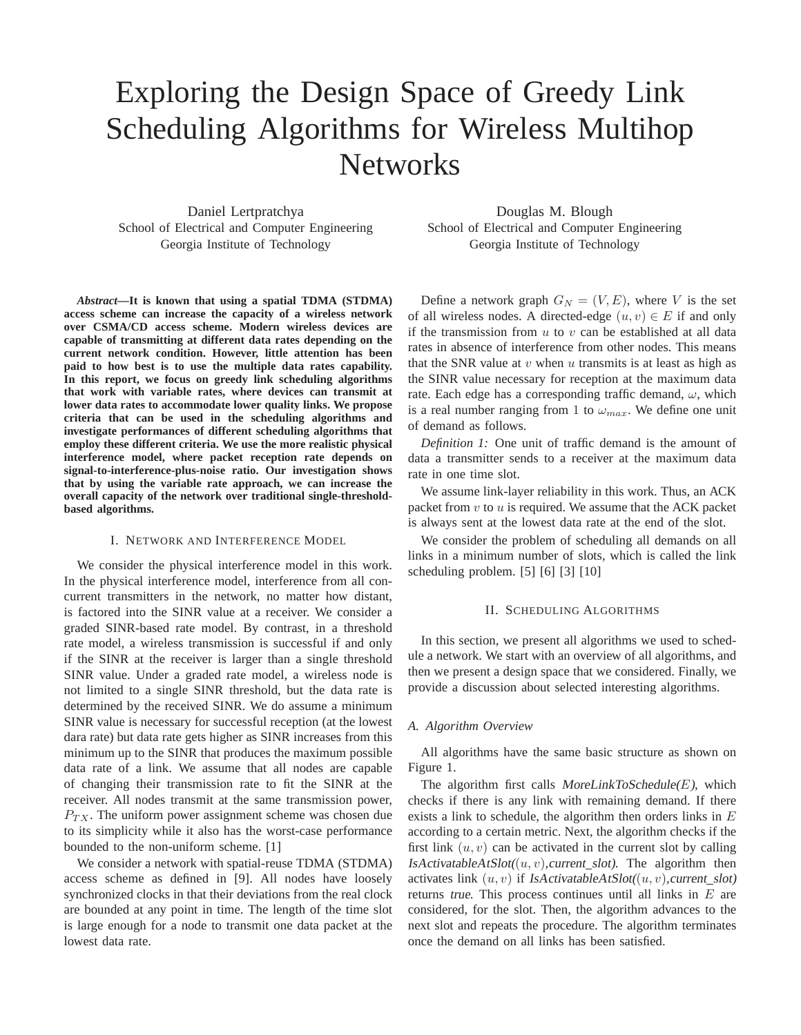# Exploring the Design Space of Greedy Link Scheduling Algorithms for Wireless Multihop Networks

Daniel Lertpratchya
School of Electrical and Computer Engineering
Georgia Institute of Technology

Douglas M. Blough
School of Electrical and Computer Engineering
Georgia Institute of Technology

***Abstract*—It is known that using a spatial TDMA (STDMA) access scheme can increase the capacity of a wireless network over CSMA/CD access scheme. Modern wireless devices are capable of transmitting at different data rates depending on the current network condition. However, little attention has been paid to how best is to use the multiple data rates capability. In this report, we focus on greedy link scheduling algorithms that work with variable rates, where devices can transmit at lower data rates to accommodate lower quality links. We propose criteria that can be used in the scheduling algorithms and investigate performances of different scheduling algorithms that employ these different criteria. We use the more realistic physical interference model, where packet reception rate depends on signal-to-interference-plus-noise ratio. Our investigation shows that by using the variable rate approach, we can increase the overall capacity of the network over traditional single-threshold-based algorithms.**

## I. Network and Interference Model

We consider the physical interference model in this work. In the physical interference model, interference from all concurrent transmitters in the network, no matter how distant, is factored into the SINR value at a receiver. We consider a graded SINR-based rate model. By contrast, in a threshold rate model, a wireless transmission is successful if and only if the SINR at the receiver is larger than a single threshold SINR value. Under a graded rate model, a wireless node is not limited to a single SINR threshold, but the data rate is determined by the received SINR. We do assume a minimum SINR value is necessary for successful reception (at the lowest dara rate) but data rate gets higher as SINR increases from this minimum up to the SINR that produces the maximum possible data rate of a link. We assume that all nodes are capable of changing their transmission rate to fit the SINR at the receiver. All nodes transmit at the same transmission power, $P_{TX}$. The uniform power assignment scheme was chosen due to its simplicity while it also has the worst-case performance bounded to the non-uniform scheme. [1]

We consider a network with spatial-reuse TDMA (STDMA) access scheme as defined in [9]. All nodes have loosely synchronized clocks in that their deviations from the real clock are bounded at any point in time. The length of the time slot is large enough for a node to transmit one data packet at the lowest data rate.

Define a network graph $G_N = (V, E)$, where $V$ is the set of all wireless nodes. A directed-edge $(u, v) \in E$ if and only if the transmission from $u$ to $v$ can be established at all data rates in absence of interference from other nodes. This means that the SNR value at $v$ when $u$ transmits is at least as high as the SINR value necessary for reception at the maximum data rate. Each edge has a corresponding traffic demand, $\omega$, which is a real number ranging from 1 to $\omega_{max}$. We define one unit of demand as follows.

*Definition 1:* One unit of traffic demand is the amount of data a transmitter sends to a receiver at the maximum data rate in one time slot.

We assume link-layer reliability in this work. Thus, an ACK packet from $v$ to $u$ is required. We assume that the ACK packet is always sent at the lowest data rate at the end of the slot.

We consider the problem of scheduling all demands on all links in a minimum number of slots, which is called the link scheduling problem. [5] [6] [3] [10]

## II. Scheduling Algorithms

In this section, we present all algorithms we used to schedule a network. We start with an overview of all algorithms, and then we present a design space that we considered. Finally, we provide a discussion about selected interesting algorithms.

### A. Algorithm Overview

All algorithms have the same basic structure as shown on Figure 1.

The algorithm first calls *MoreLinkToSchedule($E$)*, which checks if there is any link with remaining demand. If there exists a link to schedule, the algorithm then orders links in $E$ according to a certain metric. Next, the algorithm checks if the first link $(u, v)$ can be activated in the current slot by calling *IsActivatableAtSlot($(u, v)$,current_slot)*. The algorithm then activates link $(u, v)$ if *IsActivatableAtSlot($(u, v)$,current_slot)* returns *true*. This process continues until all links in $E$ are considered, for the slot. Then, the algorithm advances to the next slot and repeats the procedure. The algorithm terminates once the demand on all links has been satisfied.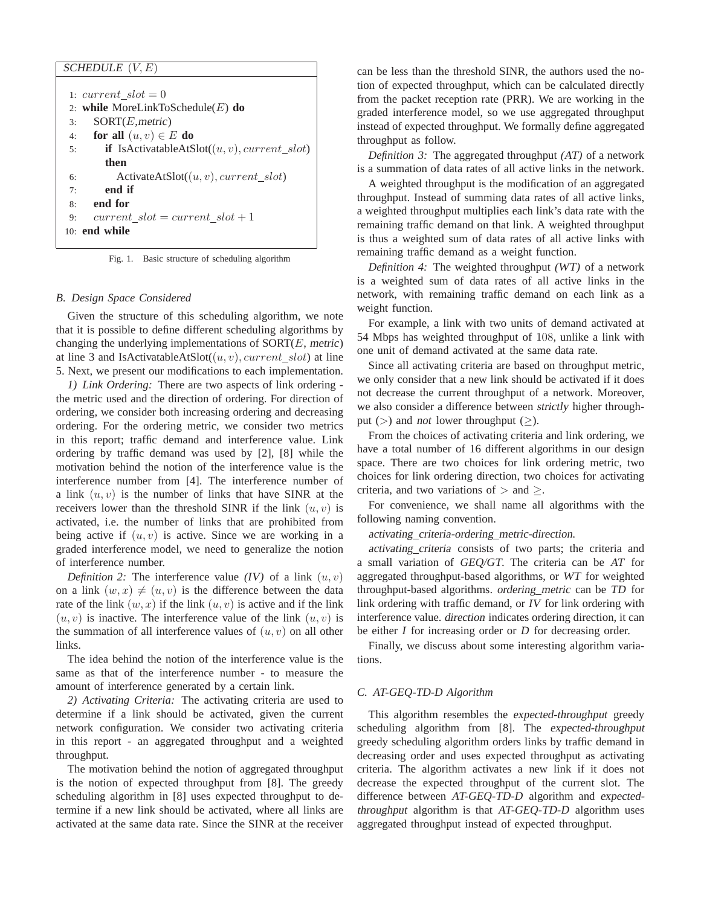```
SCHEDULE (V, E)

1: current_slot = 0
2: while MoreLinkToSchedule(E) do
3:   SORT(E,metric)
4:   for all (u, v) ∈ E do
5:     if IsActivatableAtSlot((u, v), current_slot) then
6:       ActivateAtSlot((u, v), current_slot)
7:     end if
8:   end for
9:   current_slot = current_slot + 1
10: end while
```

Fig. 1. Basic structure of scheduling algorithm

### B. Design Space Considered

Given the structure of this scheduling algorithm, we note that it is possible to define different scheduling algorithms by changing the underlying implementations of SORT($E$, *metric*) at line 3 and IsActivatableAtSlot($(u,v), current\_slot$) at line 5. Next, we present our modifications to each implementation.

*1) Link Ordering:* There are two aspects of link ordering - the metric used and the direction of ordering. For direction of ordering, we consider both increasing ordering and decreasing ordering. For the ordering metric, we consider two metrics in this report; traffic demand and interference value. Link ordering by traffic demand was used by [2], [8] while the motivation behind the notion of the interference value is the interference number from [4]. The interference number of a link $(u, v)$ is the number of links that have SINR at the receivers lower than the threshold SINR if the link $(u, v)$ is activated, i.e. the number of links that are prohibited from being active if $(u, v)$ is active. Since we are working in a graded interference model, we need to generalize the notion of interference number.

*Definition 2:* The interference value *(IV)* of a link $(u, v)$ on a link $(w, x) \neq (u, v)$ is the difference between the data rate of the link $(w, x)$ if the link $(u, v)$ is active and if the link $(u, v)$ is inactive. The interference value of the link $(u, v)$ is the summation of all interference values of $(u, v)$ on all other links.

The idea behind the notion of the interference value is the same as that of the interference number - to measure the amount of interference generated by a certain link.

*2) Activating Criteria:* The activating criteria are used to determine if a link should be activated, given the current network configuration. We consider two activating criteria in this report - an aggregated throughput and a weighted throughput.

The motivation behind the notion of aggregated throughput is the notion of expected throughput from [8]. The greedy scheduling algorithm in [8] uses expected throughput to determine if a new link should be activated, where all links are activated at the same data rate. Since the SINR at the receiver can be less than the threshold SINR, the authors used the notion of expected throughput, which can be calculated directly from the packet reception rate (PRR). We are working in the graded interference model, so we use aggregated throughput instead of expected throughput. We formally define aggregated throughput as follow.

*Definition 3:* The aggregated throughput *(AT)* of a network is a summation of data rates of all active links in the network.

A weighted throughput is the modification of an aggregated throughput. Instead of summing data rates of all active links, a weighted throughput multiplies each link's data rate with the remaining traffic demand on that link. A weighted throughput is thus a weighted sum of data rates of all active links with remaining traffic demand as a weight function.

*Definition 4:* The weighted throughput *(WT)* of a network is a weighted sum of data rates of all active links in the network, with remaining traffic demand on each link as a weight function.

For example, a link with two units of demand activated at 54 Mbps has weighted throughput of $108$, unlike a link with one unit of demand activated at the same data rate.

Since all activating criteria are based on throughput metric, we only consider that a new link should be activated if it does not decrease the current throughput of a network. Moreover, we also consider a difference between *strictly* higher throughput ($>$) and *not* lower throughput ($\geq$).

From the choices of activating criteria and link ordering, we have a total number of 16 different algorithms in our design space. There are two choices for link ordering metric, two choices for link ordering direction, two choices for activating criteria, and two variations of $>$ and $\geq$.

For convenience, we shall name all algorithms with the following naming convention.

*activating_criteria-ordering_metric-direction.*

*activating_criteria* consists of two parts; the criteria and a small variation of *GEQ/GT*. The criteria can be *AT* for aggregated throughput-based algorithms, or *WT* for weighted throughput-based algorithms. *ordering_metric* can be *TD* for link ordering with traffic demand, or *IV* for link ordering with interference value. *direction* indicates ordering direction, it can be either *I* for increasing order or *D* for decreasing order.

Finally, we discuss about some interesting algorithm variations.

### C. AT-GEQ-TD-D Algorithm

This algorithm resembles the *expected-throughput* greedy scheduling algorithm from [8]. The *expected-throughput* greedy scheduling algorithm orders links by traffic demand in decreasing order and uses expected throughput as activating criteria. The algorithm activates a new link if it does not decrease the expected throughput of the current slot. The difference between *AT-GEQ-TD-D* algorithm and *expected-throughput* algorithm is that *AT-GEQ-TD-D* algorithm uses aggregated throughput instead of expected throughput.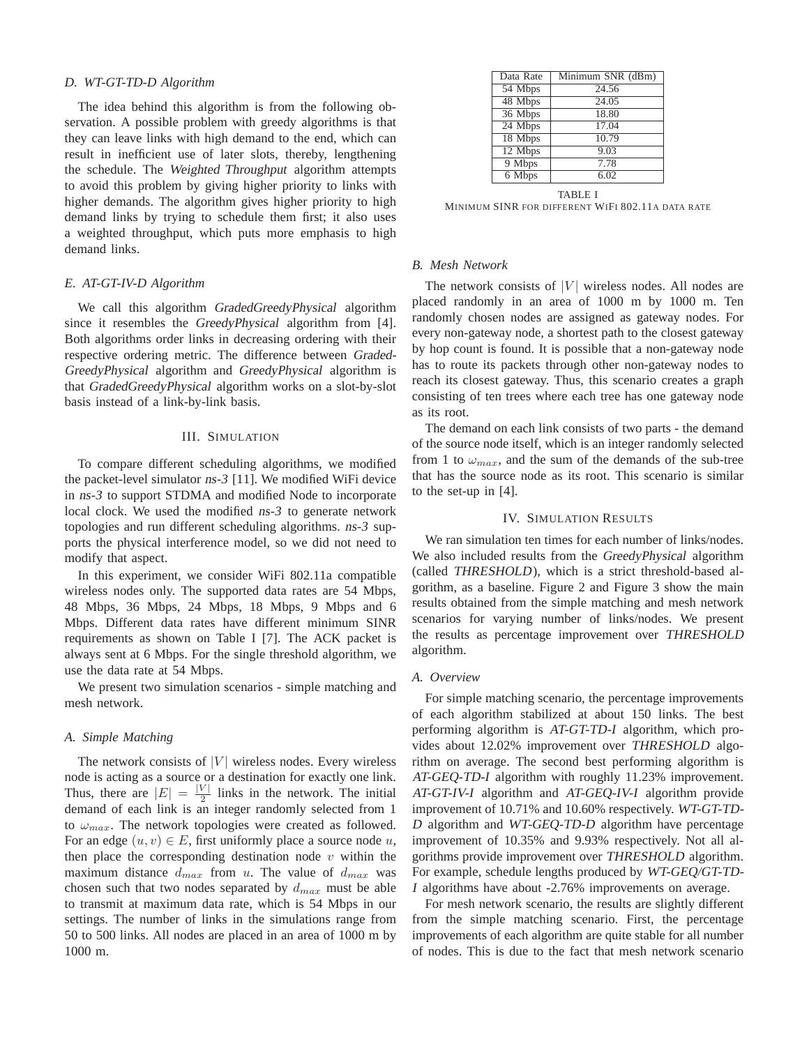### D. WT-GT-TD-D Algorithm

The idea behind this algorithm is from the following observation. A possible problem with greedy algorithms is that they can leave links with high demand to the end, which can result in inefficient use of later slots, thereby, lengthening the schedule. The *Weighted Throughput* algorithm attempts to avoid this problem by giving higher priority to links with higher demands. The algorithm gives higher priority to high demand links by trying to schedule them first; it also uses a weighted throughput, which puts more emphasis to high demand links.

### E. AT-GT-IV-D Algorithm

We call this algorithm *GradedGreedyPhysical* algorithm since it resembles the *GreedyPhysical* algorithm from [4]. Both algorithms order links in decreasing ordering with their respective ordering metric. The difference between *GradedGreedyPhysical* algorithm and *GreedyPhysical* algorithm is that *GradedGreedyPhysical* algorithm works on a slot-by-slot basis instead of a link-by-link basis.

## III. Simulation

To compare different scheduling algorithms, we modified the packet-level simulator *ns-3* [11]. We modified WiFi device in *ns-3* to support STDMA and modified Node to incorporate local clock. We used the modified *ns-3* to generate network topologies and run different scheduling algorithms. *ns-3* supports the physical interference model, so we did not need to modify that aspect.

In this experiment, we consider WiFi 802.11a compatible wireless nodes only. The supported data rates are 54 Mbps, 48 Mbps, 36 Mbps, 24 Mbps, 18 Mbps, 9 Mbps and 6 Mbps. Different data rates have different minimum SINR requirements as shown on Table I [7]. The ACK packet is always sent at 6 Mbps. For the single threshold algorithm, we use the data rate at 54 Mbps.

We present two simulation scenarios - simple matching and mesh network.

### A. Simple Matching

The network consists of $|V|$ wireless nodes. Every wireless node is acting as a source or a destination for exactly one link. Thus, there are $|E| = \frac{|V|}{2}$ links in the network. The initial demand of each link is an integer randomly selected from 1 to $\omega_{max}$. The network topologies were created as followed. For an edge $(u, v) \in E$, first uniformly place a source node $u$, then place the corresponding destination node $v$ within the maximum distance $d_{max}$ from $u$. The value of $d_{max}$ was chosen such that two nodes separated by $d_{max}$ must be able to transmit at maximum data rate, which is 54 Mbps in our settings. The number of links in the simulations range from 50 to 500 links. All nodes are placed in an area of 1000 m by 1000 m.

| Data Rate | Minimum SNR (dBm) |
|---|---|
| 54 Mbps | 24.56 |
| 48 Mbps | 24.05 |
| 36 Mbps | 18.80 |
| 24 Mbps | 17.04 |
| 18 Mbps | 10.79 |
| 12 Mbps | 9.03 |
| 9 Mbps | 7.78 |
| 6 Mbps | 6.02 |

TABLE I
MINIMUM SINR FOR DIFFERENT WIFI 802.11A DATA RATE

### B. Mesh Network

The network consists of $|V|$ wireless nodes. All nodes are placed randomly in an area of 1000 m by 1000 m. Ten randomly chosen nodes are assigned as gateway nodes. For every non-gateway node, a shortest path to the closest gateway by hop count is found. It is possible that a non-gateway node has to route its packets through other non-gateway nodes to reach its closest gateway. Thus, this scenario creates a graph consisting of ten trees where each tree has one gateway node as its root.

The demand on each link consists of two parts - the demand of the source node itself, which is an integer randomly selected from 1 to $\omega_{max}$, and the sum of the demands of the sub-tree that has the source node as its root. This scenario is similar to the set-up in [4].

## IV. Simulation Results

We ran simulation ten times for each number of links/nodes. We also included results from the *GreedyPhysical* algorithm (called *THRESHOLD*), which is a strict threshold-based algorithm, as a baseline. Figure 2 and Figure 3 show the main results obtained from the simple matching and mesh network scenarios for varying number of links/nodes. We present the results as percentage improvement over *THRESHOLD* algorithm.

### A. Overview

For simple matching scenario, the percentage improvements of each algorithm stabilized at about 150 links. The best performing algorithm is *AT-GT-TD-I* algorithm, which provides about 12.02% improvement over *THRESHOLD* algorithm on average. The second best performing algorithm is *AT-GEQ-TD-I* algorithm with roughly 11.23% improvement. *AT-GT-IV-I* algorithm and *AT-GEQ-IV-I* algorithm provide improvement of 10.71% and 10.60% respectively. *WT-GT-TD-D* algorithm and *WT-GEQ-TD-D* algorithm have percentage improvement of 10.35% and 9.93% respectively. Not all algorithms provide improvement over *THRESHOLD* algorithm. For example, schedule lengths produced by *WT-GEQ/GT-TD-I* algorithms have about -2.76% improvements on average.

For mesh network scenario, the results are slightly different from the simple matching scenario. First, the percentage improvements of each algorithm are quite stable for all number of nodes. This is due to the fact that mesh network scenario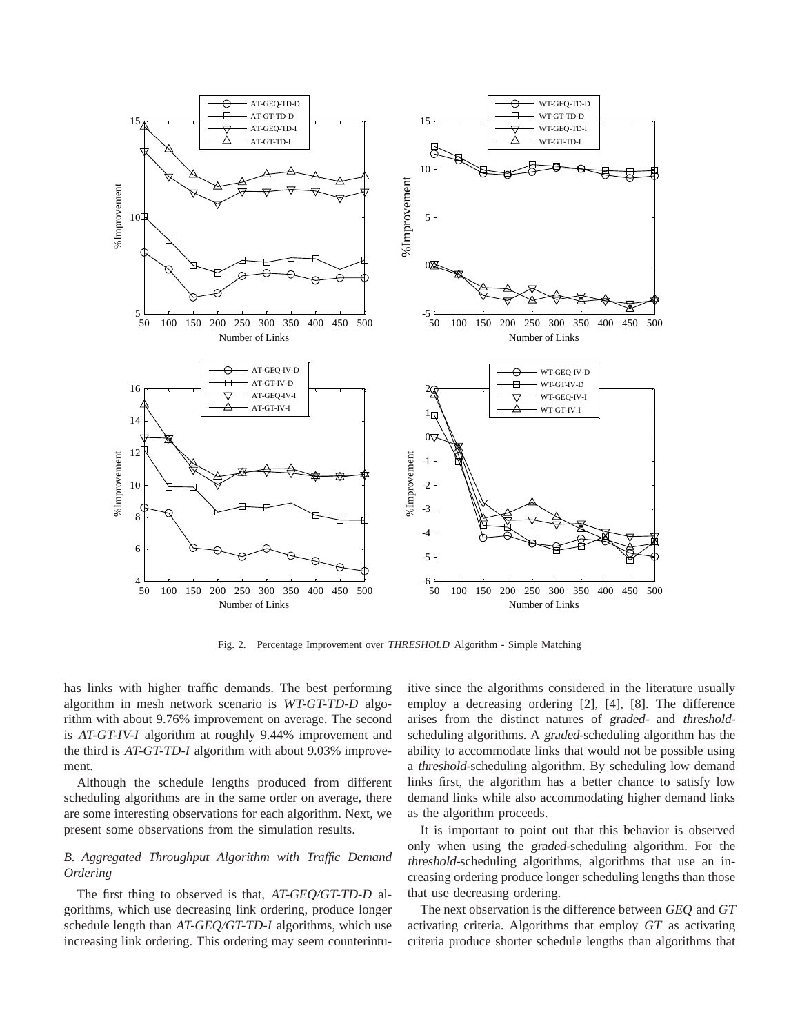Fig. 2. Percentage Improvement over *THRESHOLD* Algorithm - Simple Matching

has links with higher traffic demands. The best performing algorithm in mesh network scenario is *WT-GT-TD-D* algorithm with about 9.76% improvement on average. The second is *AT-GT-IV-I* algorithm at roughly 9.44% improvement and the third is *AT-GT-TD-I* algorithm with about 9.03% improvement.

Although the schedule lengths produced from different scheduling algorithms are in the same order on average, there are some interesting observations for each algorithm. Next, we present some observations from the simulation results.

### *B. Aggregated Throughput Algorithm with Traffic Demand Ordering*

The first thing to observed is that, *AT-GEQ/GT-TD-D* algorithms, which use decreasing link ordering, produce longer schedule length than *AT-GEQ/GT-TD-I* algorithms, which use increasing link ordering. This ordering may seem counterintuitive since the algorithms considered in the literature usually employ a decreasing ordering [2], [4], [8]. The difference arises from the distinct natures of *graded-* and *threshold*-scheduling algorithms. A *graded*-scheduling algorithm has the ability to accommodate links that would not be possible using a *threshold*-scheduling algorithm. By scheduling low demand links first, the algorithm has a better chance to satisfy low demand links while also accommodating higher demand links as the algorithm proceeds.

It is important to point out that this behavior is observed only when using the *graded*-scheduling algorithm. For the *threshold*-scheduling algorithms, algorithms that use an increasing ordering produce longer scheduling lengths than those that use decreasing ordering.

The next observation is the difference between *GEQ* and *GT* activating criteria. Algorithms that employ *GT* as activating criteria produce shorter schedule lengths than algorithms that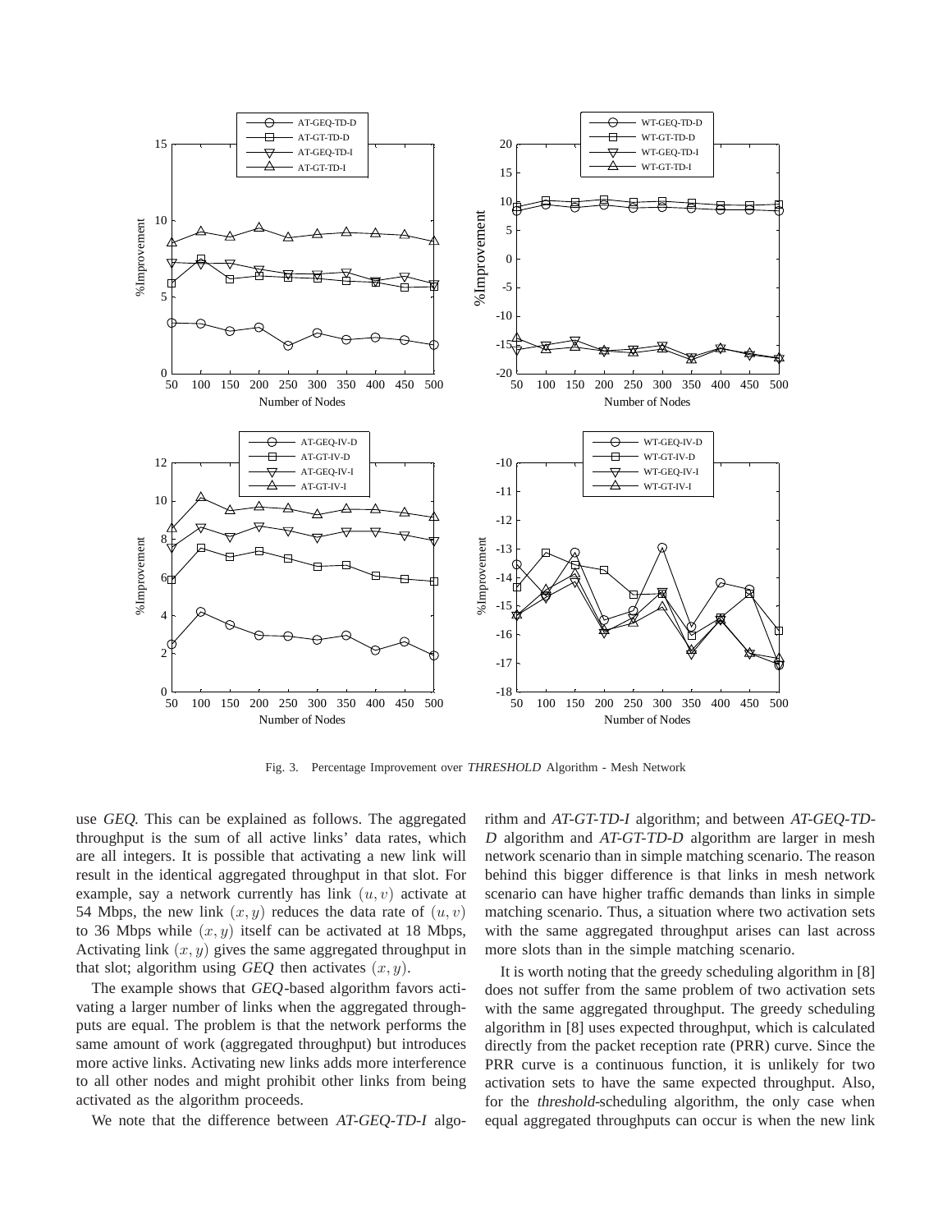Fig. 3. Percentage Improvement over *THRESHOLD* Algorithm - Mesh Network

use *GEQ*. This can be explained as follows. The aggregated throughput is the sum of all active links' data rates, which are all integers. It is possible that activating a new link will result in the identical aggregated throughput in that slot. For example, say a network currently has link $(u, v)$ activate at 54 Mbps, the new link $(x, y)$ reduces the data rate of $(u, v)$ to 36 Mbps while $(x, y)$ itself can be activated at 18 Mbps, Activating link $(x, y)$ gives the same aggregated throughput in that slot; algorithm using *GEQ* then activates $(x, y)$.

The example shows that *GEQ*-based algorithm favors activating a larger number of links when the aggregated throughputs are equal. The problem is that the network performs the same amount of work (aggregated throughput) but introduces more active links. Activating new links adds more interference to all other nodes and might prohibit other links from being activated as the algorithm proceeds.

We note that the difference between *AT-GEQ-TD-I* algorithm and *AT-GT-TD-I* algorithm; and between *AT-GEQ-TD-D* algorithm and *AT-GT-TD-D* algorithm are larger in mesh network scenario than in simple matching scenario. The reason behind this bigger difference is that links in mesh network scenario can have higher traffic demands than links in simple matching scenario. Thus, a situation where two activation sets with the same aggregated throughput arises can last across more slots than in the simple matching scenario.

It is worth noting that the greedy scheduling algorithm in [8] does not suffer from the same problem of two activation sets with the same aggregated throughput. The greedy scheduling algorithm in [8] uses expected throughput, which is calculated directly from the packet reception rate (PRR) curve. Since the PRR curve is a continuous function, it is unlikely for two activation sets to have the same expected throughput. Also, for the *threshold*-scheduling algorithm, the only case when equal aggregated throughputs can occur is when the new link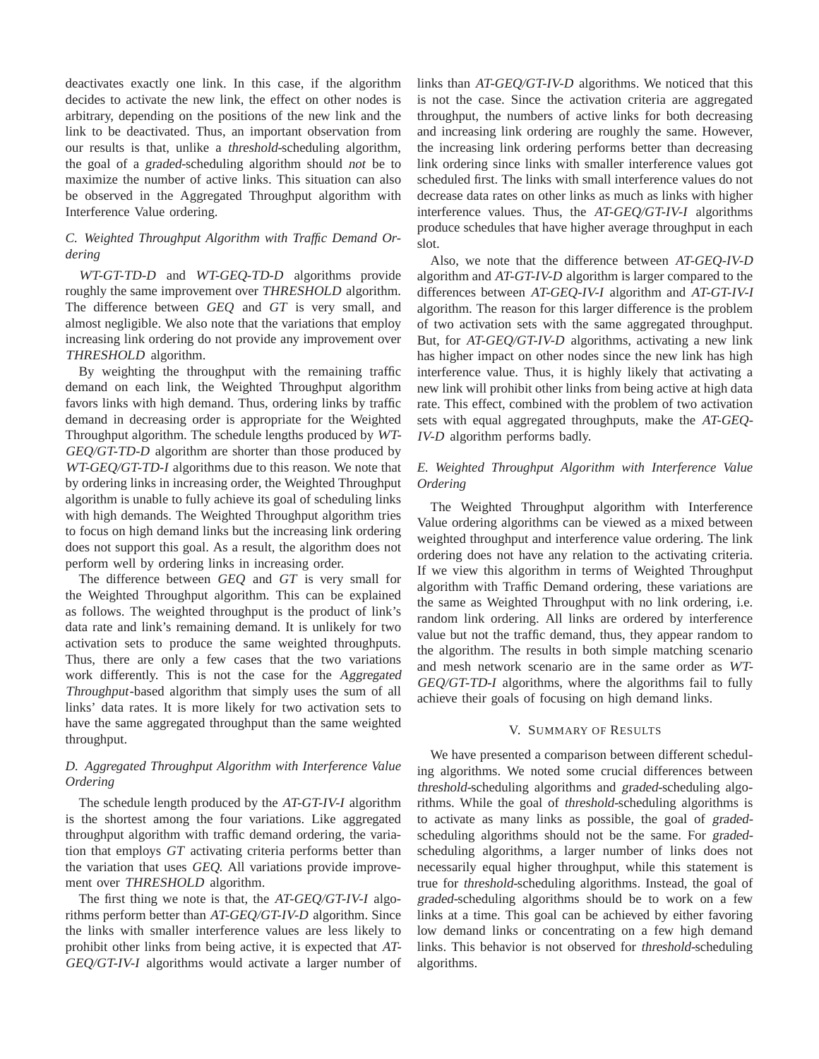deactivates exactly one link. In this case, if the algorithm decides to activate the new link, the effect on other nodes is arbitrary, depending on the positions of the new link and the link to be deactivated. Thus, an important observation from our results is that, unlike a *threshold*-scheduling algorithm, the goal of a *graded*-scheduling algorithm should *not* be to maximize the number of active links. This situation can also be observed in the Aggregated Throughput algorithm with Interference Value ordering.

### C. Weighted Throughput Algorithm with Traffic Demand Ordering

*WT-GT-TD-D* and *WT-GEQ-TD-D* algorithms provide roughly the same improvement over *THRESHOLD* algorithm. The difference between *GEQ* and *GT* is very small, and almost negligible. We also note that the variations that employ increasing link ordering do not provide any improvement over *THRESHOLD* algorithm.

By weighting the throughput with the remaining traffic demand on each link, the Weighted Throughput algorithm favors links with high demand. Thus, ordering links by traffic demand in decreasing order is appropriate for the Weighted Throughput algorithm. The schedule lengths produced by *WT-GEQ/GT-TD-D* algorithm are shorter than those produced by *WT-GEQ/GT-TD-I* algorithms due to this reason. We note that by ordering links in increasing order, the Weighted Throughput algorithm is unable to fully achieve its goal of scheduling links with high demands. The Weighted Throughput algorithm tries to focus on high demand links but the increasing link ordering does not support this goal. As a result, the algorithm does not perform well by ordering links in increasing order.

The difference between *GEQ* and *GT* is very small for the Weighted Throughput algorithm. This can be explained as follows. The weighted throughput is the product of link's data rate and link's remaining demand. It is unlikely for two activation sets to produce the same weighted throughputs. Thus, there are only a few cases that the two variations work differently. This is not the case for the *Aggregated Throughput*-based algorithm that simply uses the sum of all links' data rates. It is more likely for two activation sets to have the same aggregated throughput than the same weighted throughput.

### D. Aggregated Throughput Algorithm with Interference Value Ordering

The schedule length produced by the *AT-GT-IV-I* algorithm is the shortest among the four variations. Like aggregated throughput algorithm with traffic demand ordering, the variation that employs *GT* activating criteria performs better than the variation that uses *GEQ*. All variations provide improvement over *THRESHOLD* algorithm.

The first thing we note is that, the *AT-GEQ/GT-IV-I* algorithms perform better than *AT-GEQ/GT-IV-D* algorithm. Since the links with smaller interference values are less likely to prohibit other links from being active, it is expected that *AT-GEQ/GT-IV-I* algorithms would activate a larger number of links than *AT-GEQ/GT-IV-D* algorithms. We noticed that this is not the case. Since the activation criteria are aggregated throughput, the numbers of active links for both decreasing and increasing link ordering are roughly the same. However, the increasing link ordering performs better than decreasing link ordering since links with smaller interference values got scheduled first. The links with small interference values do not decrease data rates on other links as much as links with higher interference values. Thus, the *AT-GEQ/GT-IV-I* algorithms produce schedules that have higher average throughput in each slot.

Also, we note that the difference between *AT-GEQ-IV-D* algorithm and *AT-GT-IV-D* algorithm is larger compared to the differences between *AT-GEQ-IV-I* algorithm and *AT-GT-IV-I* algorithm. The reason for this larger difference is the problem of two activation sets with the same aggregated throughput. But, for *AT-GEQ/GT-IV-D* algorithms, activating a new link has higher impact on other nodes since the new link has high interference value. Thus, it is highly likely that activating a new link will prohibit other links from being active at high data rate. This effect, combined with the problem of two activation sets with equal aggregated throughputs, make the *AT-GEQ-IV-D* algorithm performs badly.

### E. Weighted Throughput Algorithm with Interference Value Ordering

The Weighted Throughput algorithm with Interference Value ordering algorithms can be viewed as a mixed between weighted throughput and interference value ordering. The link ordering does not have any relation to the activating criteria. If we view this algorithm in terms of Weighted Throughput algorithm with Traffic Demand ordering, these variations are the same as Weighted Throughput with no link ordering, i.e. random link ordering. All links are ordered by interference value but not the traffic demand, thus, they appear random to the algorithm. The results in both simple matching scenario and mesh network scenario are in the same order as *WT-GEQ/GT-TD-I* algorithms, where the algorithms fail to fully achieve their goals of focusing on high demand links.

## V. Summary of Results

We have presented a comparison between different scheduling algorithms. We noted some crucial differences between *threshold*-scheduling algorithms and *graded*-scheduling algorithms. While the goal of *threshold*-scheduling algorithms is to activate as many links as possible, the goal of *graded*-scheduling algorithms should not be the same. For *graded*-scheduling algorithms, a larger number of links does not necessarily equal higher throughput, while this statement is true for *threshold*-scheduling algorithms. Instead, the goal of *graded*-scheduling algorithms should be to work on a few links at a time. This goal can be achieved by either favoring low demand links or concentrating on a few high demand links. This behavior is not observed for *threshold*-scheduling algorithms.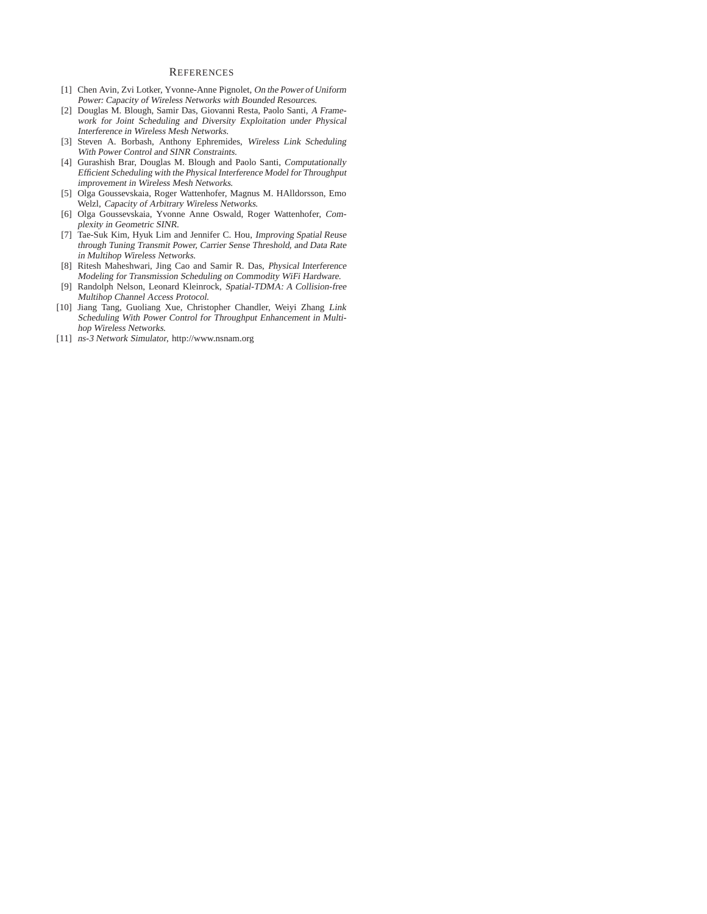## References

[1] Chen Avin, Zvi Lotker, Yvonne-Anne Pignolet, *On the Power of Uniform Power: Capacity of Wireless Networks with Bounded Resources.*

[2] Douglas M. Blough, Samir Das, Giovanni Resta, Paolo Santi, *A Framework for Joint Scheduling and Diversity Exploitation under Physical Interference in Wireless Mesh Networks.*

[3] Steven A. Borbash, Anthony Ephremides, *Wireless Link Scheduling With Power Control and SINR Constraints.*

[4] Gurashish Brar, Douglas M. Blough and Paolo Santi, *Computationally Efficient Scheduling with the Physical Interference Model for Throughput improvement in Wireless Mesh Networks.*

[5] Olga Goussevskaia, Roger Wattenhofer, Magnus M. HAlldorsson, Emo Welzl, *Capacity of Arbitrary Wireless Networks.*

[6] Olga Goussevskaia, Yvonne Anne Oswald, Roger Wattenhofer, *Complexity in Geometric SINR.*

[7] Tae-Suk Kim, Hyuk Lim and Jennifer C. Hou, *Improving Spatial Reuse through Tuning Transmit Power, Carrier Sense Threshold, and Data Rate in Multihop Wireless Networks.*

[8] Ritesh Maheshwari, Jing Cao and Samir R. Das, *Physical Interference Modeling for Transmission Scheduling on Commodity WiFi Hardware.*

[9] Randolph Nelson, Leonard Kleinrock, *Spatial-TDMA: A Collision-free Multihop Channel Access Protocol.*

[10] Jiang Tang, Guoliang Xue, Christopher Chandler, Weiyi Zhang *Link Scheduling With Power Control for Throughput Enhancement in Multihop Wireless Networks.*

[11] *ns-3 Network Simulator*, http://www.nsnam.org